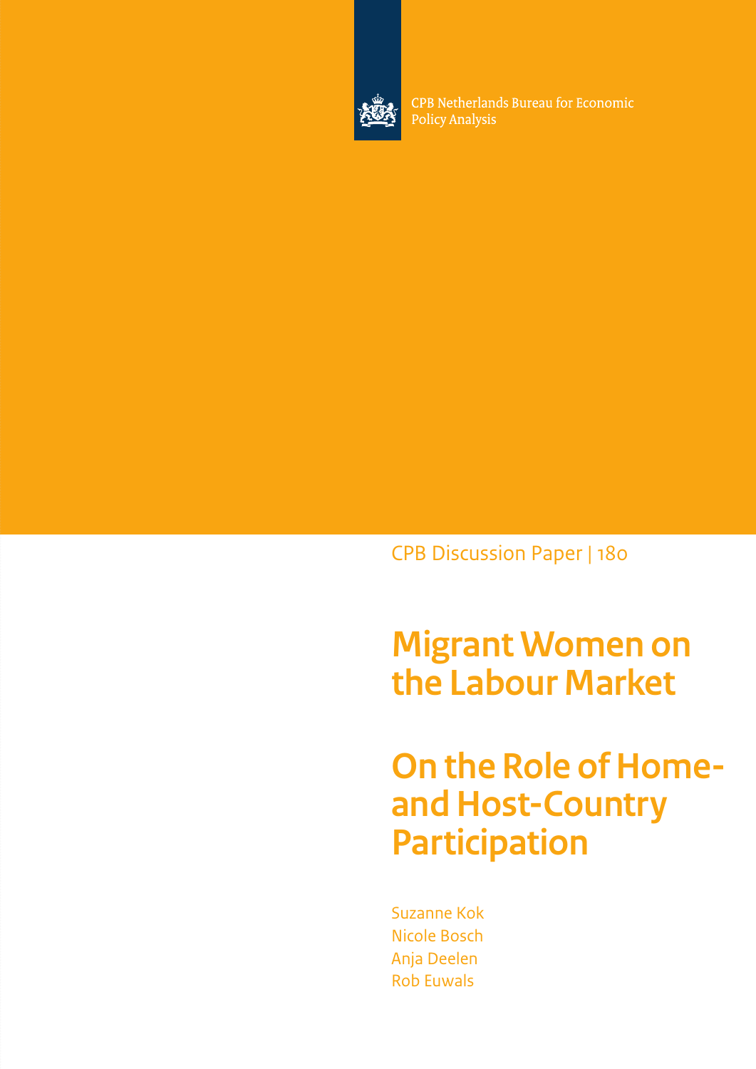CPB Netherlands Bureau for Economic Policy Analysis

CPB Discussion Paper | 180

# Migrant Women on the Labour Market

# On the Role of Home- and Host-Country Participation

Suzanne Kok
Nicole Bosch
Anja Deelen
Rob Euwals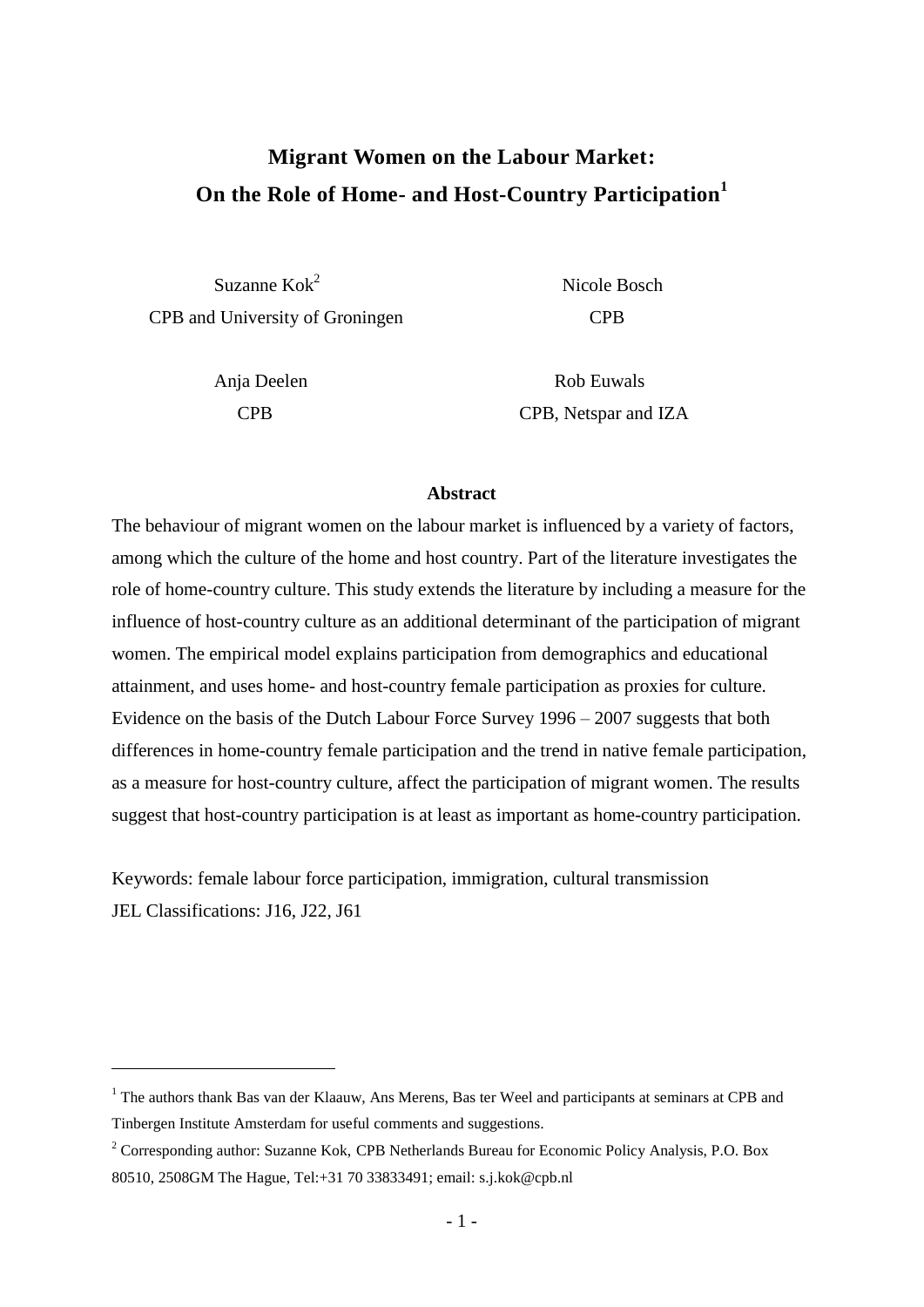# Migrant Women on the Labour Market: On the Role of Home- and Host-Country Participation[1]

Suzanne Kok[2]
CPB and University of Groningen

Nicole Bosch
CPB

Anja Deelen
CPB

Rob Euwals
CPB, Netspar and IZA

**Abstract**

The behaviour of migrant women on the labour market is influenced by a variety of factors, among which the culture of the home and host country. Part of the literature investigates the role of home-country culture. This study extends the literature by including a measure for the influence of host-country culture as an additional determinant of the participation of migrant women. The empirical model explains participation from demographics and educational attainment, and uses home- and host-country female participation as proxies for culture. Evidence on the basis of the Dutch Labour Force Survey 1996 – 2007 suggests that both differences in home-country female participation and the trend in native female participation, as a measure for host-country culture, affect the participation of migrant women. The results suggest that host-country participation is at least as important as home-country participation.

Keywords: female labour force participation, immigration, cultural transmission
JEL Classifications: J16, J22, J61

---

[1] The authors thank Bas van der Klaauw, Ans Merens, Bas ter Weel and participants at seminars at CPB and Tinbergen Institute Amsterdam for useful comments and suggestions.

[2] Corresponding author: Suzanne Kok, CPB Netherlands Bureau for Economic Policy Analysis, P.O. Box 80510, 2508GM The Hague, Tel:+31 70 33833491; email: s.j.kok@cpb.nl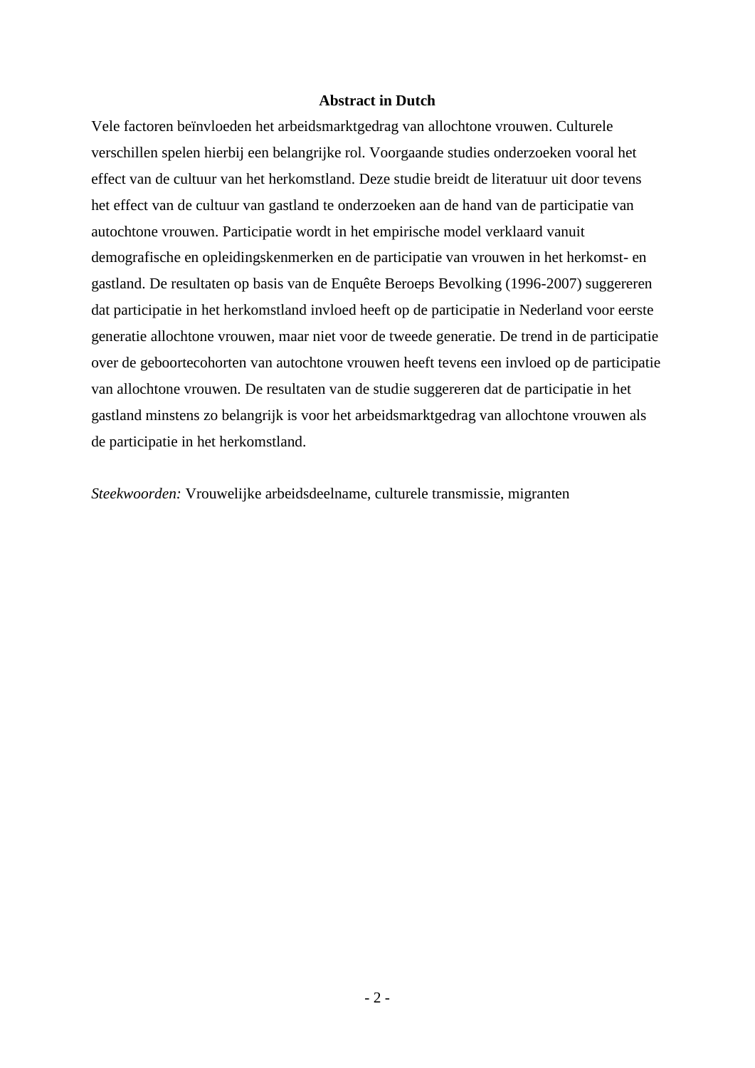## Abstract in Dutch

Vele factoren beïnvloeden het arbeidsmarktgedrag van allochtone vrouwen. Culturele verschillen spelen hierbij een belangrijke rol. Voorgaande studies onderzoeken vooral het effect van de cultuur van het herkomstland. Deze studie breidt de literatuur uit door tevens het effect van de cultuur van gastland te onderzoeken aan de hand van de participatie van autochtone vrouwen. Participatie wordt in het empirische model verklaard vanuit demografische en opleidingskenmerken en de participatie van vrouwen in het herkomst- en gastland. De resultaten op basis van de Enquête Beroeps Bevolking (1996-2007) suggereren dat participatie in het herkomstland invloed heeft op de participatie in Nederland voor eerste generatie allochtone vrouwen, maar niet voor de tweede generatie. De trend in de participatie over de geboortecohorten van autochtone vrouwen heeft tevens een invloed op de participatie van allochtone vrouwen. De resultaten van de studie suggereren dat de participatie in het gastland minstens zo belangrijk is voor het arbeidsmarktgedrag van allochtone vrouwen als de participatie in het herkomstland.

*Steekwoorden:* Vrouwelijke arbeidsdeelname, culturele transmissie, migranten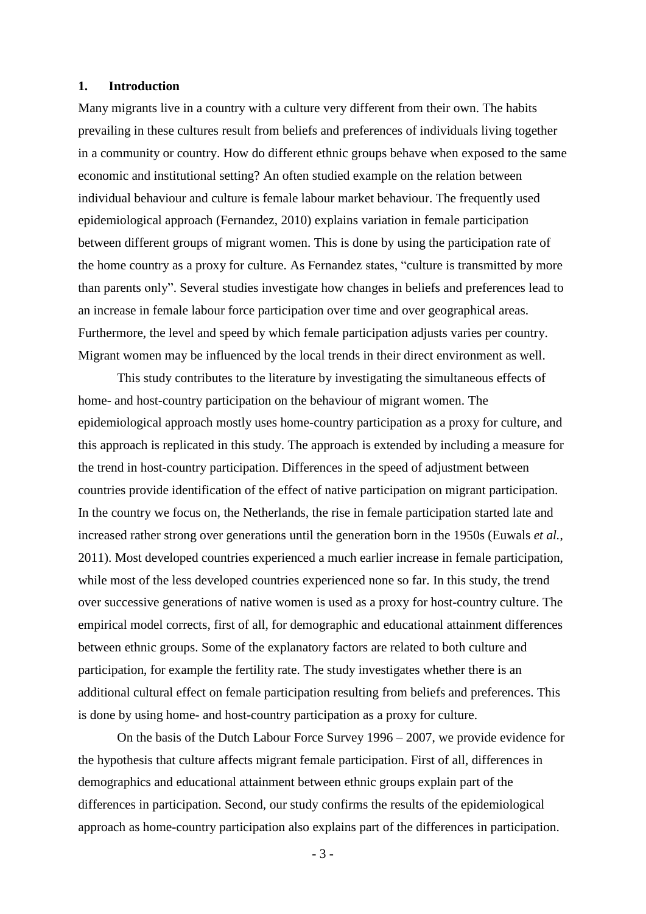## 1. Introduction

Many migrants live in a country with a culture very different from their own. The habits prevailing in these cultures result from beliefs and preferences of individuals living together in a community or country. How do different ethnic groups behave when exposed to the same economic and institutional setting? An often studied example on the relation between individual behaviour and culture is female labour market behaviour. The frequently used epidemiological approach (Fernandez, 2010) explains variation in female participation between different groups of migrant women. This is done by using the participation rate of the home country as a proxy for culture. As Fernandez states, "culture is transmitted by more than parents only". Several studies investigate how changes in beliefs and preferences lead to an increase in female labour force participation over time and over geographical areas. Furthermore, the level and speed by which female participation adjusts varies per country. Migrant women may be influenced by the local trends in their direct environment as well.

This study contributes to the literature by investigating the simultaneous effects of home- and host-country participation on the behaviour of migrant women. The epidemiological approach mostly uses home-country participation as a proxy for culture, and this approach is replicated in this study. The approach is extended by including a measure for the trend in host-country participation. Differences in the speed of adjustment between countries provide identification of the effect of native participation on migrant participation. In the country we focus on, the Netherlands, the rise in female participation started late and increased rather strong over generations until the generation born in the 1950s (Euwals *et al.*, 2011). Most developed countries experienced a much earlier increase in female participation, while most of the less developed countries experienced none so far. In this study, the trend over successive generations of native women is used as a proxy for host-country culture. The empirical model corrects, first of all, for demographic and educational attainment differences between ethnic groups. Some of the explanatory factors are related to both culture and participation, for example the fertility rate. The study investigates whether there is an additional cultural effect on female participation resulting from beliefs and preferences. This is done by using home- and host-country participation as a proxy for culture.

On the basis of the Dutch Labour Force Survey 1996 – 2007, we provide evidence for the hypothesis that culture affects migrant female participation. First of all, differences in demographics and educational attainment between ethnic groups explain part of the differences in participation. Second, our study confirms the results of the epidemiological approach as home-country participation also explains part of the differences in participation.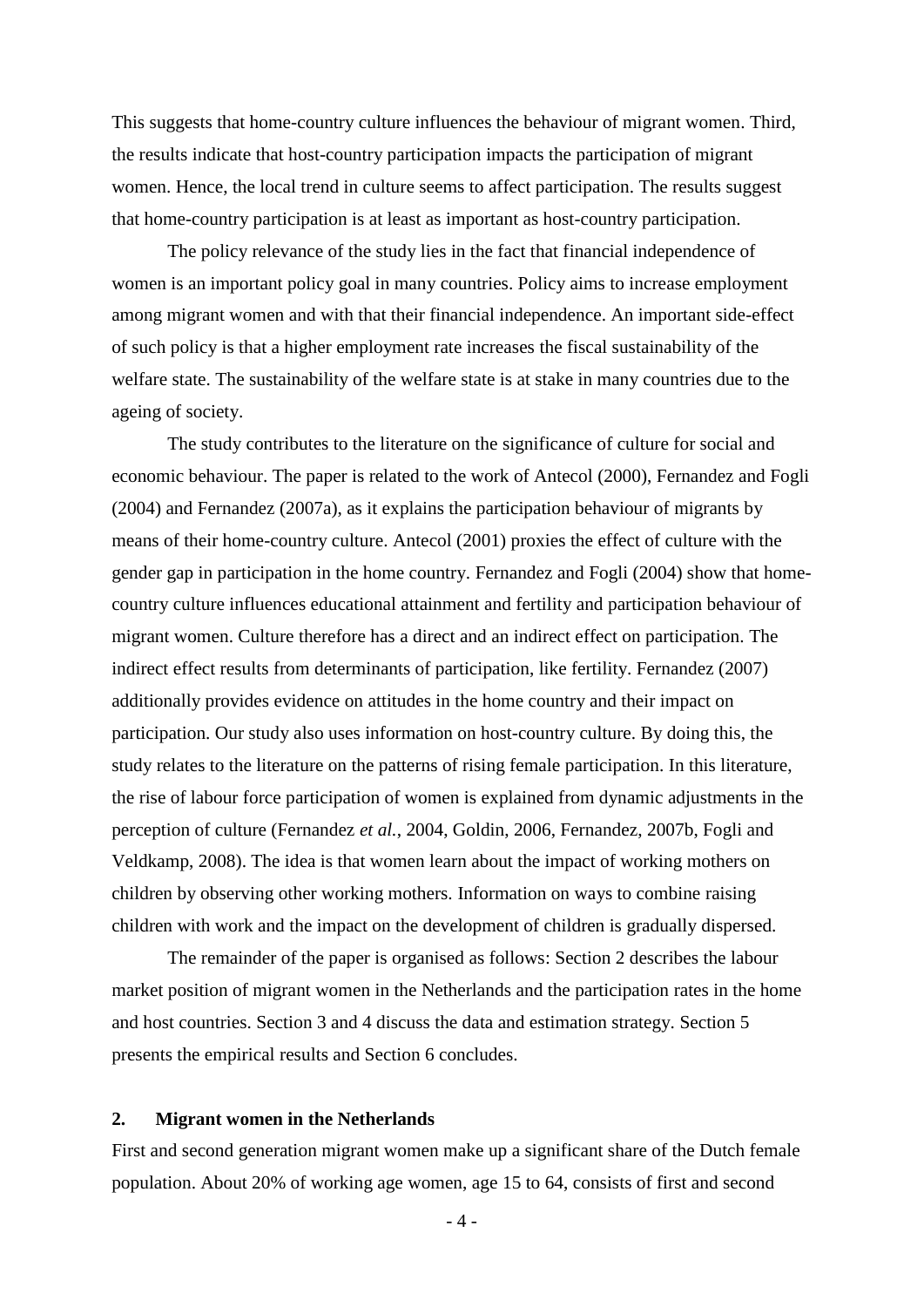This suggests that home-country culture influences the behaviour of migrant women. Third, the results indicate that host-country participation impacts the participation of migrant women. Hence, the local trend in culture seems to affect participation. The results suggest that home-country participation is at least as important as host-country participation.

The policy relevance of the study lies in the fact that financial independence of women is an important policy goal in many countries. Policy aims to increase employment among migrant women and with that their financial independence. An important side-effect of such policy is that a higher employment rate increases the fiscal sustainability of the welfare state. The sustainability of the welfare state is at stake in many countries due to the ageing of society.

The study contributes to the literature on the significance of culture for social and economic behaviour. The paper is related to the work of Antecol (2000), Fernandez and Fogli (2004) and Fernandez (2007a), as it explains the participation behaviour of migrants by means of their home-country culture. Antecol (2001) proxies the effect of culture with the gender gap in participation in the home country. Fernandez and Fogli (2004) show that home-country culture influences educational attainment and fertility and participation behaviour of migrant women. Culture therefore has a direct and an indirect effect on participation. The indirect effect results from determinants of participation, like fertility. Fernandez (2007) additionally provides evidence on attitudes in the home country and their impact on participation. Our study also uses information on host-country culture. By doing this, the study relates to the literature on the patterns of rising female participation. In this literature, the rise of labour force participation of women is explained from dynamic adjustments in the perception of culture (Fernandez *et al.*, 2004, Goldin, 2006, Fernandez, 2007b, Fogli and Veldkamp, 2008). The idea is that women learn about the impact of working mothers on children by observing other working mothers. Information on ways to combine raising children with work and the impact on the development of children is gradually dispersed.

The remainder of the paper is organised as follows: Section 2 describes the labour market position of migrant women in the Netherlands and the participation rates in the home and host countries. Section 3 and 4 discuss the data and estimation strategy. Section 5 presents the empirical results and Section 6 concludes.

## 2. Migrant women in the Netherlands

First and second generation migrant women make up a significant share of the Dutch female population. About 20% of working age women, age 15 to 64, consists of first and second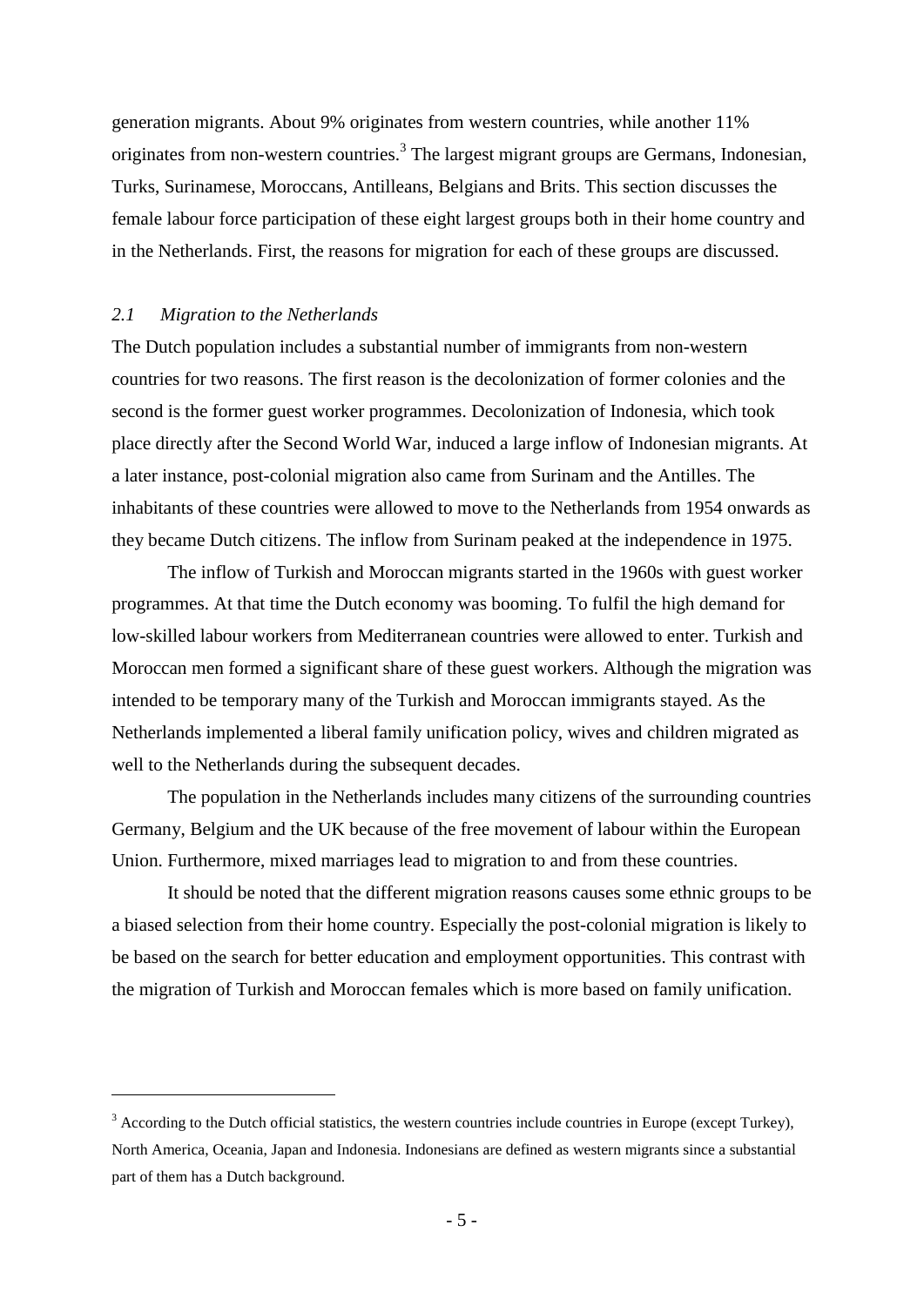generation migrants. About 9% originates from western countries, while another 11% originates from non-western countries.[3] The largest migrant groups are Germans, Indonesian, Turks, Surinamese, Moroccans, Antilleans, Belgians and Brits. This section discusses the female labour force participation of these eight largest groups both in their home country and in the Netherlands. First, the reasons for migration for each of these groups are discussed.

### *2.1 Migration to the Netherlands*

The Dutch population includes a substantial number of immigrants from non-western countries for two reasons. The first reason is the decolonization of former colonies and the second is the former guest worker programmes. Decolonization of Indonesia, which took place directly after the Second World War, induced a large inflow of Indonesian migrants. At a later instance, post-colonial migration also came from Surinam and the Antilles. The inhabitants of these countries were allowed to move to the Netherlands from 1954 onwards as they became Dutch citizens. The inflow from Surinam peaked at the independence in 1975.

The inflow of Turkish and Moroccan migrants started in the 1960s with guest worker programmes. At that time the Dutch economy was booming. To fulfil the high demand for low-skilled labour workers from Mediterranean countries were allowed to enter. Turkish and Moroccan men formed a significant share of these guest workers. Although the migration was intended to be temporary many of the Turkish and Moroccan immigrants stayed. As the Netherlands implemented a liberal family unification policy, wives and children migrated as well to the Netherlands during the subsequent decades.

The population in the Netherlands includes many citizens of the surrounding countries Germany, Belgium and the UK because of the free movement of labour within the European Union. Furthermore, mixed marriages lead to migration to and from these countries.

It should be noted that the different migration reasons causes some ethnic groups to be a biased selection from their home country. Especially the post-colonial migration is likely to be based on the search for better education and employment opportunities. This contrast with the migration of Turkish and Moroccan females which is more based on family unification.

---

[3] According to the Dutch official statistics, the western countries include countries in Europe (except Turkey), North America, Oceania, Japan and Indonesia. Indonesians are defined as western migrants since a substantial part of them has a Dutch background.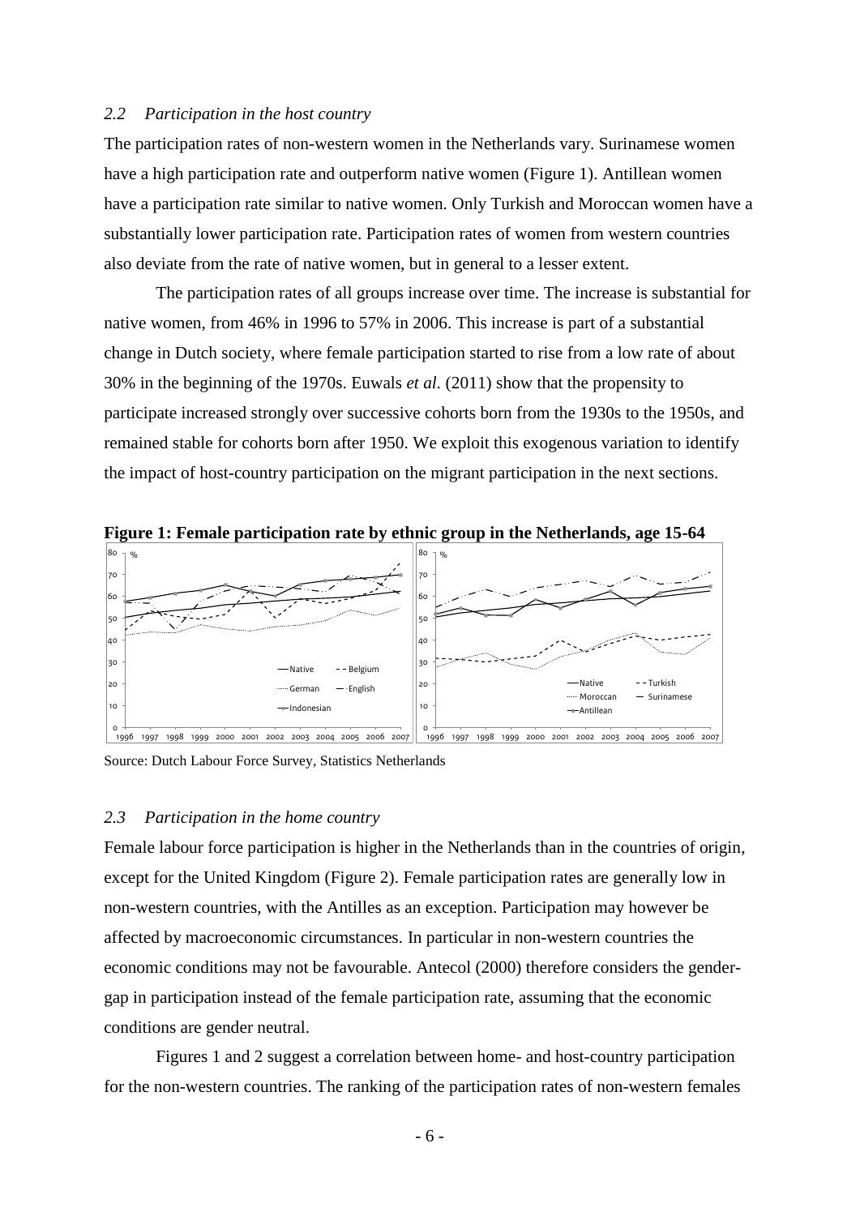### *2.2 Participation in the host country*

The participation rates of non-western women in the Netherlands vary. Surinamese women have a high participation rate and outperform native women (Figure 1). Antillean women have a participation rate similar to native women. Only Turkish and Moroccan women have a substantially lower participation rate. Participation rates of women from western countries also deviate from the rate of native women, but in general to a lesser extent.

The participation rates of all groups increase over time. The increase is substantial for native women, from 46% in 1996 to 57% in 2006. This increase is part of a substantial change in Dutch society, where female participation started to rise from a low rate of about 30% in the beginning of the 1970s. Euwals *et al.* (2011) show that the propensity to participate increased strongly over successive cohorts born from the 1930s to the 1950s, and remained stable for cohorts born after 1950. We exploit this exogenous variation to identify the impact of host-country participation on the migrant participation in the next sections.

**Figure 1: Female participation rate by ethnic group in the Netherlands, age 15-64**

Source: Dutch Labour Force Survey, Statistics Netherlands

### *2.3 Participation in the home country*

Female labour force participation is higher in the Netherlands than in the countries of origin, except for the United Kingdom (Figure 2). Female participation rates are generally low in non-western countries, with the Antilles as an exception. Participation may however be affected by macroeconomic circumstances. In particular in non-western countries the economic conditions may not be favourable. Antecol (2000) therefore considers the gender-gap in participation instead of the female participation rate, assuming that the economic conditions are gender neutral.

Figures 1 and 2 suggest a correlation between home- and host-country participation for the non-western countries. The ranking of the participation rates of non-western females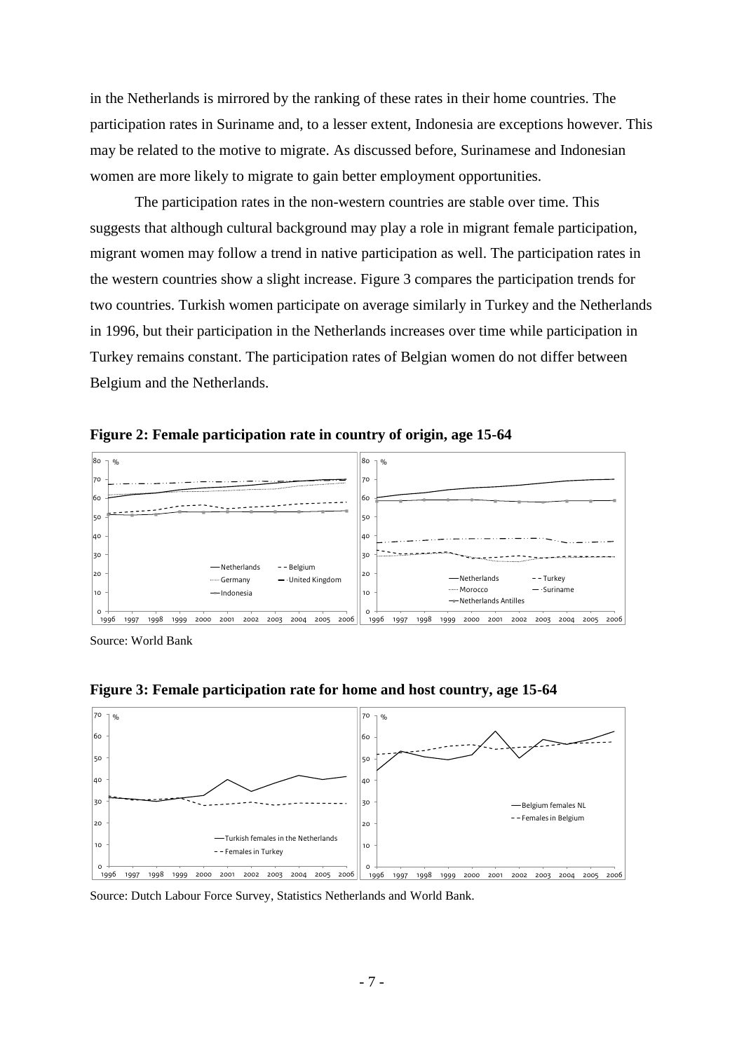in the Netherlands is mirrored by the ranking of these rates in their home countries. The participation rates in Suriname and, to a lesser extent, Indonesia are exceptions however. This may be related to the motive to migrate. As discussed before, Surinamese and Indonesian women are more likely to migrate to gain better employment opportunities.

The participation rates in the non-western countries are stable over time. This suggests that although cultural background may play a role in migrant female participation, migrant women may follow a trend in native participation as well. The participation rates in the western countries show a slight increase. Figure 3 compares the participation trends for two countries. Turkish women participate on average similarly in Turkey and the Netherlands in 1996, but their participation in the Netherlands increases over time while participation in Turkey remains constant. The participation rates of Belgian women do not differ between Belgium and the Netherlands.

**Figure 2: Female participation rate in country of origin, age 15-64**

Source: World Bank

**Figure 3: Female participation rate for home and host country, age 15-64**

Source: Dutch Labour Force Survey, Statistics Netherlands and World Bank.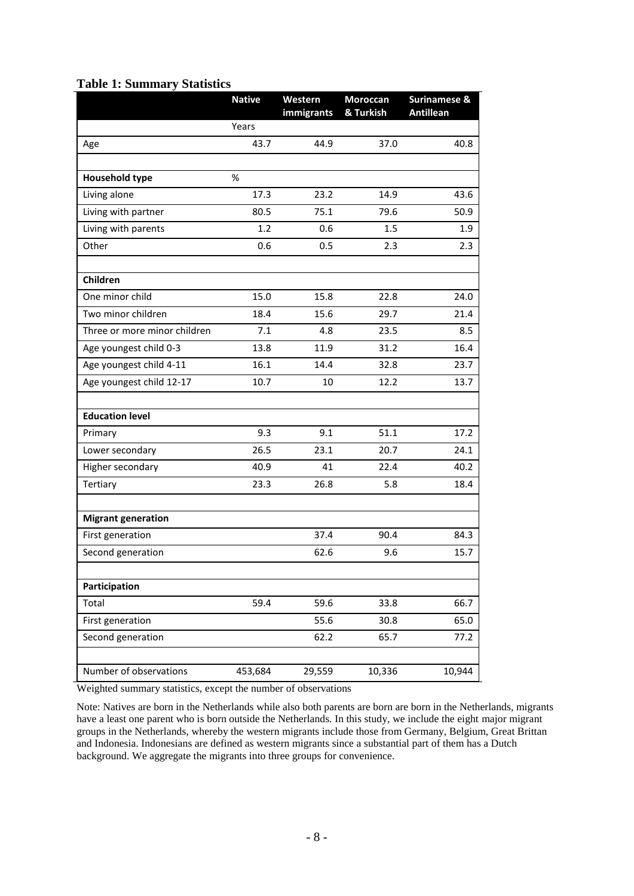**Table 1: Summary Statistics**

| | Native | Western immigrants | Moroccan & Turkish | Surinamese & Antillean |
|---|---|---|---|---|
| | Years | | | |
| Age | 43.7 | 44.9 | 37.0 | 40.8 |
| | | | | |
| **Household type** | % | | | |
| Living alone | 17.3 | 23.2 | 14.9 | 43.6 |
| Living with partner | 80.5 | 75.1 | 79.6 | 50.9 |
| Living with parents | 1.2 | 0.6 | 1.5 | 1.9 |
| Other | 0.6 | 0.5 | 2.3 | 2.3 |
| | | | | |
| **Children** | | | | |
| One minor child | 15.0 | 15.8 | 22.8 | 24.0 |
| Two minor children | 18.4 | 15.6 | 29.7 | 21.4 |
| Three or more minor children | 7.1 | 4.8 | 23.5 | 8.5 |
| Age youngest child 0-3 | 13.8 | 11.9 | 31.2 | 16.4 |
| Age youngest child 4-11 | 16.1 | 14.4 | 32.8 | 23.7 |
| Age youngest child 12-17 | 10.7 | 10 | 12.2 | 13.7 |
| | | | | |
| **Education level** | | | | |
| Primary | 9.3 | 9.1 | 51.1 | 17.2 |
| Lower secondary | 26.5 | 23.1 | 20.7 | 24.1 |
| Higher secondary | 40.9 | 41 | 22.4 | 40.2 |
| Tertiary | 23.3 | 26.8 | 5.8 | 18.4 |
| | | | | |
| **Migrant generation** | | | | |
| First generation | | 37.4 | 90.4 | 84.3 |
| Second generation | | 62.6 | 9.6 | 15.7 |
| | | | | |
| **Participation** | | | | |
| Total | 59.4 | 59.6 | 33.8 | 66.7 |
| First generation | | 55.6 | 30.8 | 65.0 |
| Second generation | | 62.2 | 65.7 | 77.2 |
| | | | | |
| Number of observations | 453,684 | 29,559 | 10,336 | 10,944 |

Weighted summary statistics, except the number of observations

Note: Natives are born in the Netherlands while also both parents are born are born in the Netherlands, migrants have a least one parent who is born outside the Netherlands. In this study, we include the eight major migrant groups in the Netherlands, whereby the western migrants include those from Germany, Belgium, Great Brittan and Indonesia. Indonesians are defined as western migrants since a substantial part of them has a Dutch background. We aggregate the migrants into three groups for convenience.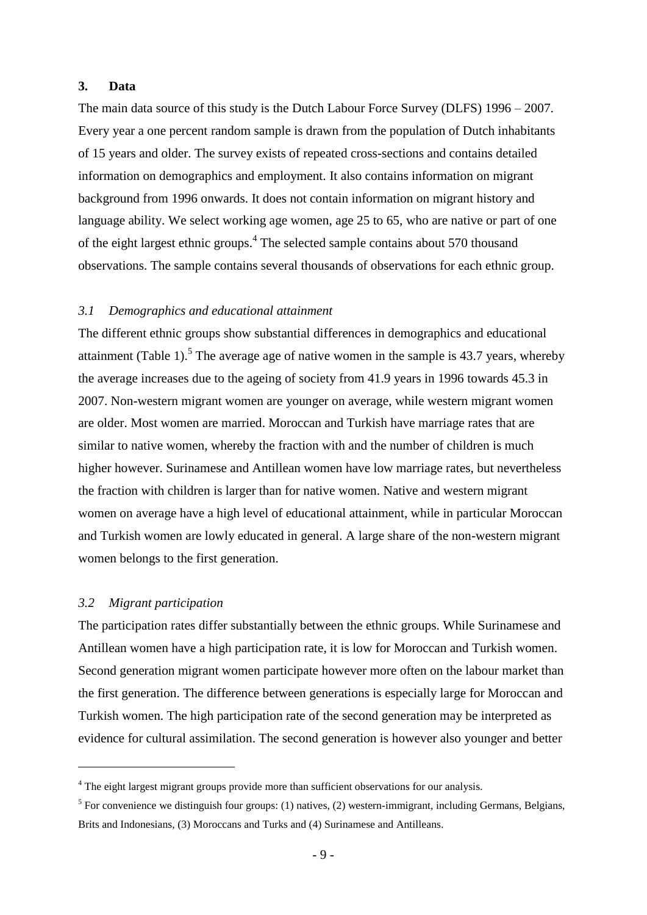## 3. Data

The main data source of this study is the Dutch Labour Force Survey (DLFS) 1996 – 2007. Every year a one percent random sample is drawn from the population of Dutch inhabitants of 15 years and older. The survey exists of repeated cross-sections and contains detailed information on demographics and employment. It also contains information on migrant background from 1996 onwards. It does not contain information on migrant history and language ability. We select working age women, age 25 to 65, who are native or part of one of the eight largest ethnic groups.[4] The selected sample contains about 570 thousand observations. The sample contains several thousands of observations for each ethnic group.

### *3.1 Demographics and educational attainment*

The different ethnic groups show substantial differences in demographics and educational attainment (Table 1).[5] The average age of native women in the sample is 43.7 years, whereby the average increases due to the ageing of society from 41.9 years in 1996 towards 45.3 in 2007. Non-western migrant women are younger on average, while western migrant women are older. Most women are married. Moroccan and Turkish have marriage rates that are similar to native women, whereby the fraction with and the number of children is much higher however. Surinamese and Antillean women have low marriage rates, but nevertheless the fraction with children is larger than for native women. Native and western migrant women on average have a high level of educational attainment, while in particular Moroccan and Turkish women are lowly educated in general. A large share of the non-western migrant women belongs to the first generation.

### *3.2 Migrant participation*

The participation rates differ substantially between the ethnic groups. While Surinamese and Antillean women have a high participation rate, it is low for Moroccan and Turkish women. Second generation migrant women participate however more often on the labour market than the first generation. The difference between generations is especially large for Moroccan and Turkish women. The high participation rate of the second generation may be interpreted as evidence for cultural assimilation. The second generation is however also younger and better

---

[4] The eight largest migrant groups provide more than sufficient observations for our analysis.

[5] For convenience we distinguish four groups: (1) natives, (2) western-immigrant, including Germans, Belgians, Brits and Indonesians, (3) Moroccans and Turks and (4) Surinamese and Antilleans.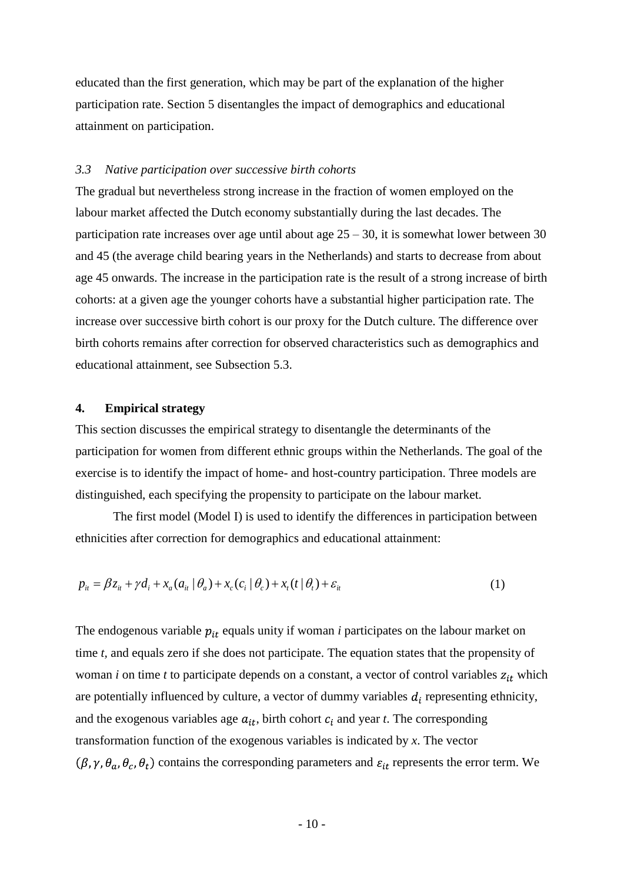educated than the first generation, which may be part of the explanation of the higher participation rate. Section 5 disentangles the impact of demographics and educational attainment on participation.

### *3.3 Native participation over successive birth cohorts*

The gradual but nevertheless strong increase in the fraction of women employed on the labour market affected the Dutch economy substantially during the last decades. The participation rate increases over age until about age 25 – 30, it is somewhat lower between 30 and 45 (the average child bearing years in the Netherlands) and starts to decrease from about age 45 onwards. The increase in the participation rate is the result of a strong increase of birth cohorts: at a given age the younger cohorts have a substantial higher participation rate. The increase over successive birth cohort is our proxy for the Dutch culture. The difference over birth cohorts remains after correction for observed characteristics such as demographics and educational attainment, see Subsection 5.3.

## 4. Empirical strategy

This section discusses the empirical strategy to disentangle the determinants of the participation for women from different ethnic groups within the Netherlands. The goal of the exercise is to identify the impact of home- and host-country participation. Three models are distinguished, each specifying the propensity to participate on the labour market.

The first model (Model I) is used to identify the differences in participation between ethnicities after correction for demographics and educational attainment:

$$p_{it} = \beta z_{it} + \gamma d_i + x_a(a_{it} \mid \theta_a) + x_c(c_i \mid \theta_c) + x_t(t \mid \theta_t) + \varepsilon_{it} \tag{1}$$

The endogenous variable $p_{it}$ equals unity if woman *i* participates on the labour market on time *t*, and equals zero if she does not participate. The equation states that the propensity of woman *i* on time *t* to participate depends on a constant, a vector of control variables $z_{it}$ which are potentially influenced by culture, a vector of dummy variables $d_i$ representing ethnicity, and the exogenous variables age $a_{it}$, birth cohort $c_i$ and year *t*. The corresponding transformation function of the exogenous variables is indicated by *x*. The vector $(\beta, \gamma, \theta_a, \theta_c, \theta_t)$ contains the corresponding parameters and $\varepsilon_{it}$ represents the error term. We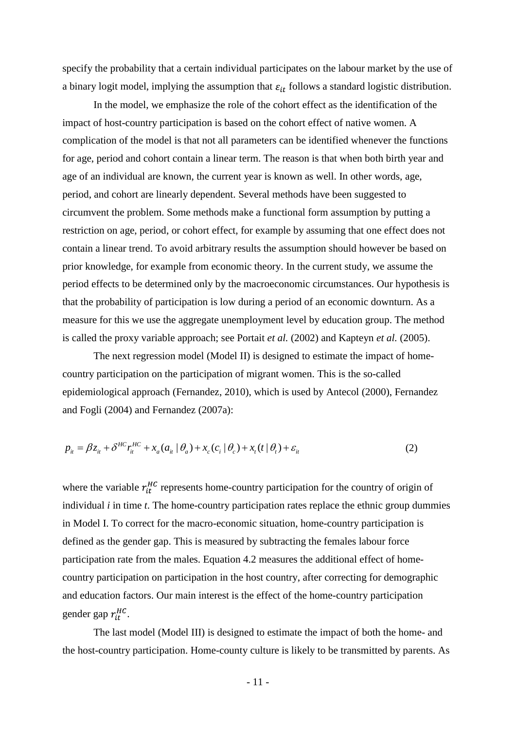specify the probability that a certain individual participates on the labour market by the use of a binary logit model, implying the assumption that $\varepsilon_{it}$ follows a standard logistic distribution.

In the model, we emphasize the role of the cohort effect as the identification of the impact of host-country participation is based on the cohort effect of native women. A complication of the model is that not all parameters can be identified whenever the functions for age, period and cohort contain a linear term. The reason is that when both birth year and age of an individual are known, the current year is known as well. In other words, age, period, and cohort are linearly dependent. Several methods have been suggested to circumvent the problem. Some methods make a functional form assumption by putting a restriction on age, period, or cohort effect, for example by assuming that one effect does not contain a linear trend. To avoid arbitrary results the assumption should however be based on prior knowledge, for example from economic theory. In the current study, we assume the period effects to be determined only by the macroeconomic circumstances. Our hypothesis is that the probability of participation is low during a period of an economic downturn. As a measure for this we use the aggregate unemployment level by education group. The method is called the proxy variable approach; see Portait *et al.* (2002) and Kapteyn *et al.* (2005).

The next regression model (Model II) is designed to estimate the impact of home-country participation on the participation of migrant women. This is the so-called epidemiological approach (Fernandez, 2010), which is used by Antecol (2000), Fernandez and Fogli (2004) and Fernandez (2007a):

$$p_{it} = \beta z_{it} + \delta^{HC} r_{it}^{HC} + x_a(a_{it} \mid \theta_a) + x_c(c_i \mid \theta_c) + x_t(t \mid \theta_t) + \varepsilon_{it} \qquad (2)$$

where the variable $r_{it}^{HC}$ represents home-country participation for the country of origin of individual *i* in time *t*. The home-country participation rates replace the ethnic group dummies in Model I. To correct for the macro-economic situation, home-country participation is defined as the gender gap. This is measured by subtracting the females labour force participation rate from the males. Equation 4.2 measures the additional effect of home-country participation on participation in the host country, after correcting for demographic and education factors. Our main interest is the effect of the home-country participation gender gap $r_{it}^{HC}$.

The last model (Model III) is designed to estimate the impact of both the home- and the host-country participation. Home-county culture is likely to be transmitted by parents. As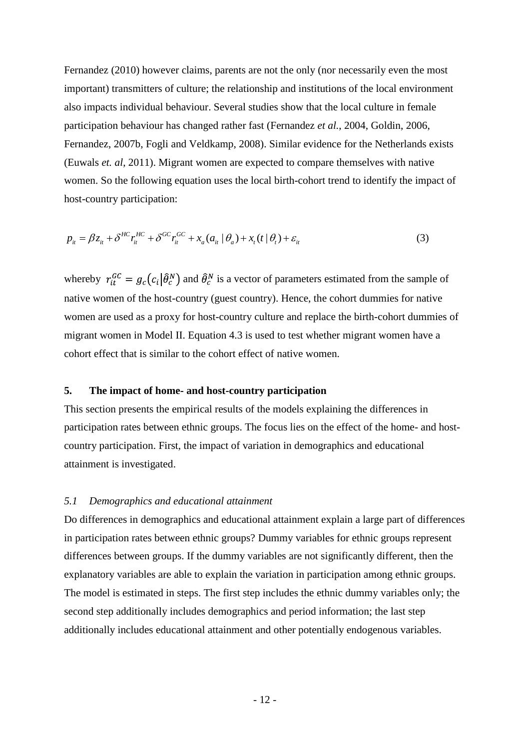Fernandez (2010) however claims, parents are not the only (nor necessarily even the most important) transmitters of culture; the relationship and institutions of the local environment also impacts individual behaviour. Several studies show that the local culture in female participation behaviour has changed rather fast (Fernandez *et al.*, 2004, Goldin, 2006, Fernandez, 2007b, Fogli and Veldkamp, 2008). Similar evidence for the Netherlands exists (Euwals *et. al*, 2011). Migrant women are expected to compare themselves with native women. So the following equation uses the local birth-cohort trend to identify the impact of host-country participation:

$$p_{it} = \beta z_{it} + \delta^{HC} r_{it}^{HC} + \delta^{GC} r_{it}^{GC} + x_a(a_{it} \mid \theta_a) + x_t(t \mid \theta_t) + \varepsilon_{it} \tag{3}$$

whereby $r_{it}^{GC} = g_c(c_i | \hat{\theta}_c^N)$ and $\hat{\theta}_c^N$ is a vector of parameters estimated from the sample of native women of the host-country (guest country). Hence, the cohort dummies for native women are used as a proxy for host-country culture and replace the birth-cohort dummies of migrant women in Model II. Equation 4.3 is used to test whether migrant women have a cohort effect that is similar to the cohort effect of native women.

## 5. The impact of home- and host-country participation

This section presents the empirical results of the models explaining the differences in participation rates between ethnic groups. The focus lies on the effect of the home- and host-country participation. First, the impact of variation in demographics and educational attainment is investigated.

### *5.1 Demographics and educational attainment*

Do differences in demographics and educational attainment explain a large part of differences in participation rates between ethnic groups? Dummy variables for ethnic groups represent differences between groups. If the dummy variables are not significantly different, then the explanatory variables are able to explain the variation in participation among ethnic groups. The model is estimated in steps. The first step includes the ethnic dummy variables only; the second step additionally includes demographics and period information; the last step additionally includes educational attainment and other potentially endogenous variables.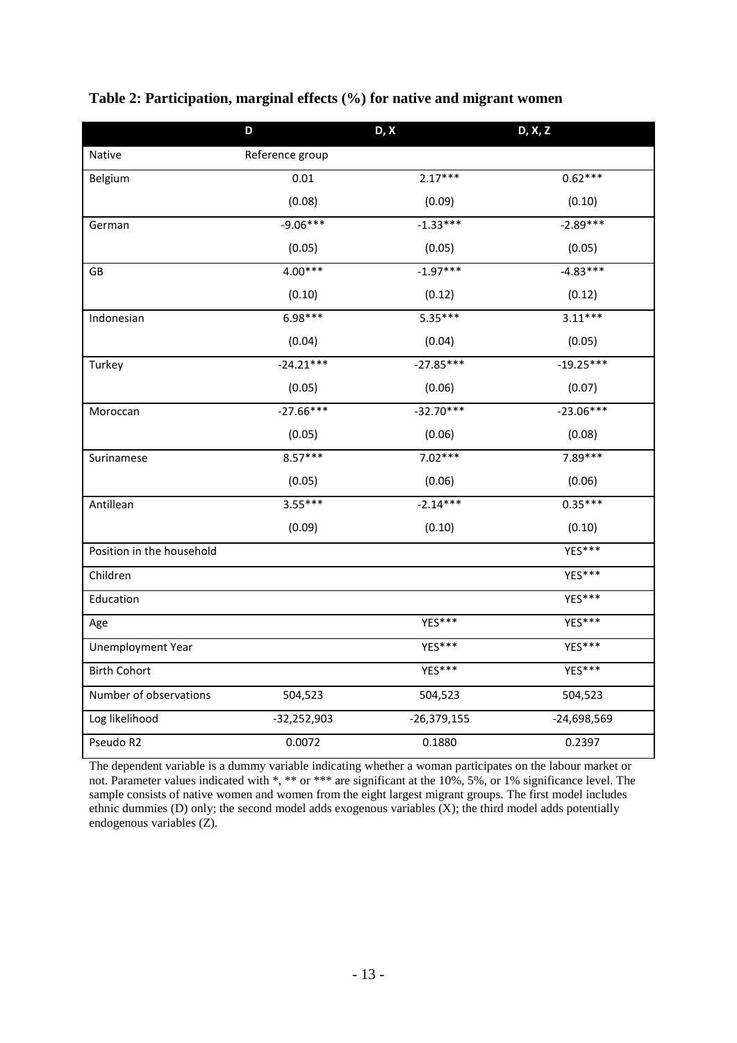**Table 2: Participation, marginal effects (%) for native and migrant women**

| | D | D, X | D, X, Z |
|---|---|---|---|
| Native | Reference group | | |
| Belgium | 0.01 | 2.17*** | 0.62*** |
| | (0.08) | (0.09) | (0.10) |
| German | -9.06*** | -1.33*** | -2.89*** |
| | (0.05) | (0.05) | (0.05) |
| GB | 4.00*** | -1.97*** | -4.83*** |
| | (0.10) | (0.12) | (0.12) |
| Indonesian | 6.98*** | 5.35*** | 3.11*** |
| | (0.04) | (0.04) | (0.05) |
| Turkey | -24.21*** | -27.85*** | -19.25*** |
| | (0.05) | (0.06) | (0.07) |
| Moroccan | -27.66*** | -32.70*** | -23.06*** |
| | (0.05) | (0.06) | (0.08) |
| Surinamese | 8.57*** | 7.02*** | 7.89*** |
| | (0.05) | (0.06) | (0.06) |
| Antillean | 3.55*** | -2.14*** | 0.35*** |
| | (0.09) | (0.10) | (0.10) |
| Position in the household | | | YES*** |
| Children | | | YES*** |
| Education | | | YES*** |
| Age | | YES*** | YES*** |
| Unemployment Year | | YES*** | YES*** |
| Birth Cohort | | YES*** | YES*** |
| Number of observations | 504,523 | 504,523 | 504,523 |
| Log likelihood | -32,252,903 | -26,379,155 | -24,698,569 |
| Pseudo R2 | 0.0072 | 0.1880 | 0.2397 |

The dependent variable is a dummy variable indicating whether a woman participates on the labour market or not. Parameter values indicated with *, ** or *** are significant at the 10%, 5%, or 1% significance level. The sample consists of native women and women from the eight largest migrant groups. The first model includes ethnic dummies (D) only; the second model adds exogenous variables (X); the third model adds potentially endogenous variables (Z).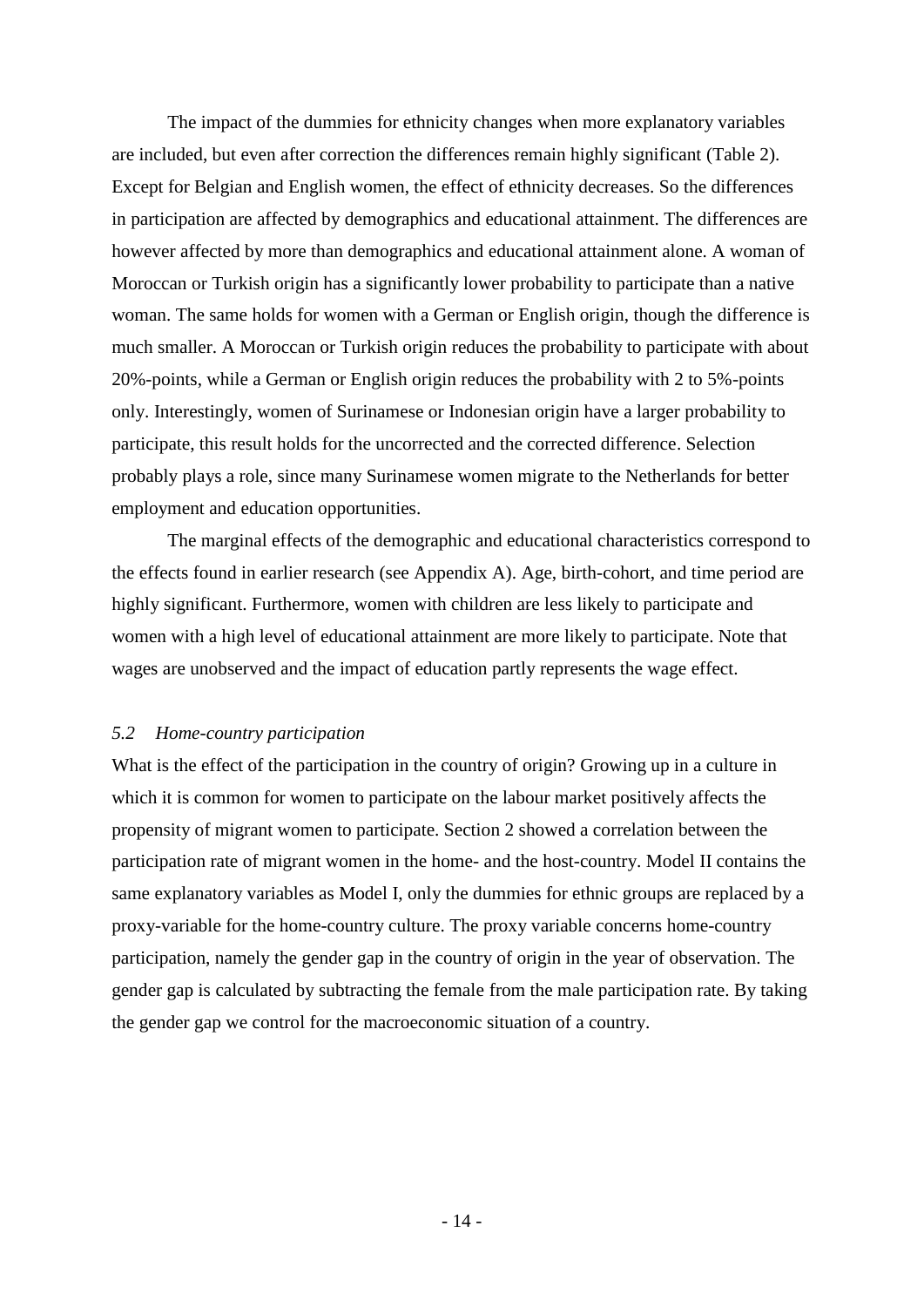The impact of the dummies for ethnicity changes when more explanatory variables are included, but even after correction the differences remain highly significant (Table 2). Except for Belgian and English women, the effect of ethnicity decreases. So the differences in participation are affected by demographics and educational attainment. The differences are however affected by more than demographics and educational attainment alone. A woman of Moroccan or Turkish origin has a significantly lower probability to participate than a native woman. The same holds for women with a German or English origin, though the difference is much smaller. A Moroccan or Turkish origin reduces the probability to participate with about 20%-points, while a German or English origin reduces the probability with 2 to 5%-points only. Interestingly, women of Surinamese or Indonesian origin have a larger probability to participate, this result holds for the uncorrected and the corrected difference. Selection probably plays a role, since many Surinamese women migrate to the Netherlands for better employment and education opportunities.

The marginal effects of the demographic and educational characteristics correspond to the effects found in earlier research (see Appendix A). Age, birth-cohort, and time period are highly significant. Furthermore, women with children are less likely to participate and women with a high level of educational attainment are more likely to participate. Note that wages are unobserved and the impact of education partly represents the wage effect.

### *5.2 Home-country participation*

What is the effect of the participation in the country of origin? Growing up in a culture in which it is common for women to participate on the labour market positively affects the propensity of migrant women to participate. Section 2 showed a correlation between the participation rate of migrant women in the home- and the host-country. Model II contains the same explanatory variables as Model I, only the dummies for ethnic groups are replaced by a proxy-variable for the home-country culture. The proxy variable concerns home-country participation, namely the gender gap in the country of origin in the year of observation. The gender gap is calculated by subtracting the female from the male participation rate. By taking the gender gap we control for the macroeconomic situation of a country.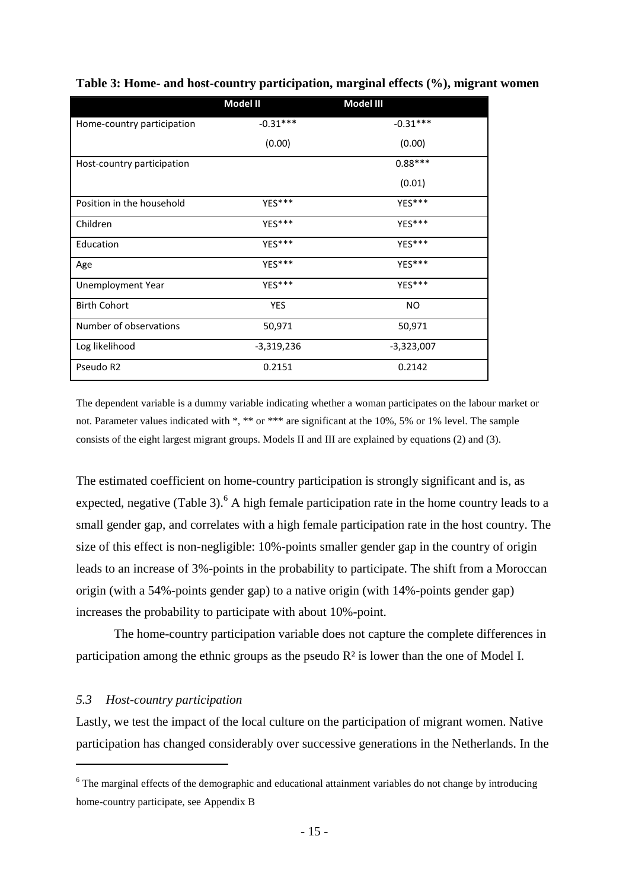**Table 3: Home- and host-country participation, marginal effects (%), migrant women**

| | Model II | Model III |
|---|---|---|
| Home-country participation | -0.31*** | -0.31*** |
| | (0.00) | (0.00) |
| Host-country participation | | 0.88*** |
| | | (0.01) |
| Position in the household | YES*** | YES*** |
| Children | YES*** | YES*** |
| Education | YES*** | YES*** |
| Age | YES*** | YES*** |
| Unemployment Year | YES*** | YES*** |
| Birth Cohort | YES | NO |
| Number of observations | 50,971 | 50,971 |
| Log likelihood | -3,319,236 | -3,323,007 |
| Pseudo R2 | 0.2151 | 0.2142 |

The dependent variable is a dummy variable indicating whether a woman participates on the labour market or not. Parameter values indicated with *, ** or *** are significant at the 10%, 5% or 1% level. The sample consists of the eight largest migrant groups. Models II and III are explained by equations (2) and (3).

The estimated coefficient on home-country participation is strongly significant and is, as expected, negative (Table 3).[6] A high female participation rate in the home country leads to a small gender gap, and correlates with a high female participation rate in the host country. The size of this effect is non-negligible: 10%-points smaller gender gap in the country of origin leads to an increase of 3%-points in the probability to participate. The shift from a Moroccan origin (with a 54%-points gender gap) to a native origin (with 14%-points gender gap) increases the probability to participate with about 10%-point.

The home-country participation variable does not capture the complete differences in participation among the ethnic groups as the pseudo $R^2$ is lower than the one of Model I.

### *5.3 Host-country participation*

Lastly, we test the impact of the local culture on the participation of migrant women. Native participation has changed considerably over successive generations in the Netherlands. In the

[6] The marginal effects of the demographic and educational attainment variables do not change by introducing home-country participate, see Appendix B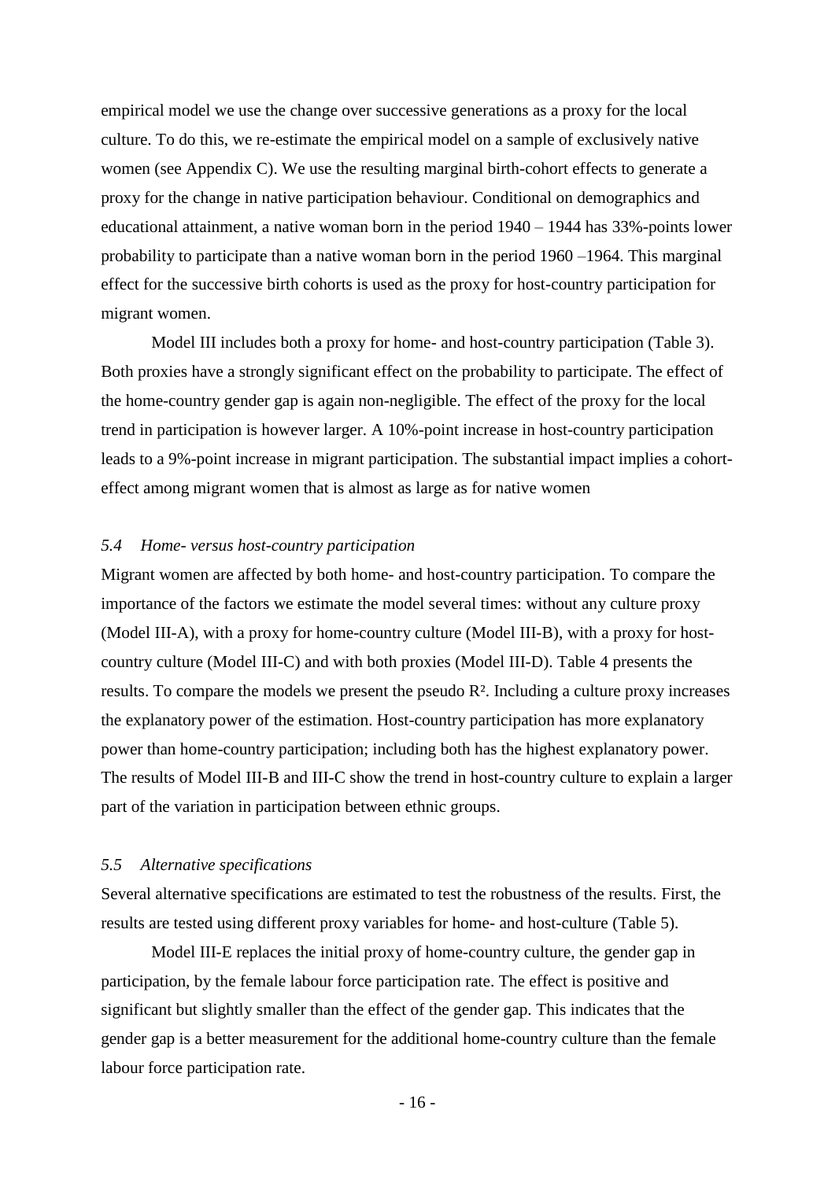empirical model we use the change over successive generations as a proxy for the local culture. To do this, we re-estimate the empirical model on a sample of exclusively native women (see Appendix C). We use the resulting marginal birth-cohort effects to generate a proxy for the change in native participation behaviour. Conditional on demographics and educational attainment, a native woman born in the period 1940 – 1944 has 33%-points lower probability to participate than a native woman born in the period 1960 –1964. This marginal effect for the successive birth cohorts is used as the proxy for host-country participation for migrant women.

Model III includes both a proxy for home- and host-country participation (Table 3). Both proxies have a strongly significant effect on the probability to participate. The effect of the home-country gender gap is again non-negligible. The effect of the proxy for the local trend in participation is however larger. A 10%-point increase in host-country participation leads to a 9%-point increase in migrant participation. The substantial impact implies a cohort-effect among migrant women that is almost as large as for native women

### *5.4 Home- versus host-country participation*

Migrant women are affected by both home- and host-country participation. To compare the importance of the factors we estimate the model several times: without any culture proxy (Model III-A), with a proxy for home-country culture (Model III-B), with a proxy for host-country culture (Model III-C) and with both proxies (Model III-D). Table 4 presents the results. To compare the models we present the pseudo $R^2$. Including a culture proxy increases the explanatory power of the estimation. Host-country participation has more explanatory power than home-country participation; including both has the highest explanatory power. The results of Model III-B and III-C show the trend in host-country culture to explain a larger part of the variation in participation between ethnic groups.

### *5.5 Alternative specifications*

Several alternative specifications are estimated to test the robustness of the results. First, the results are tested using different proxy variables for home- and host-culture (Table 5).

Model III-E replaces the initial proxy of home-country culture, the gender gap in participation, by the female labour force participation rate. The effect is positive and significant but slightly smaller than the effect of the gender gap. This indicates that the gender gap is a better measurement for the additional home-country culture than the female labour force participation rate.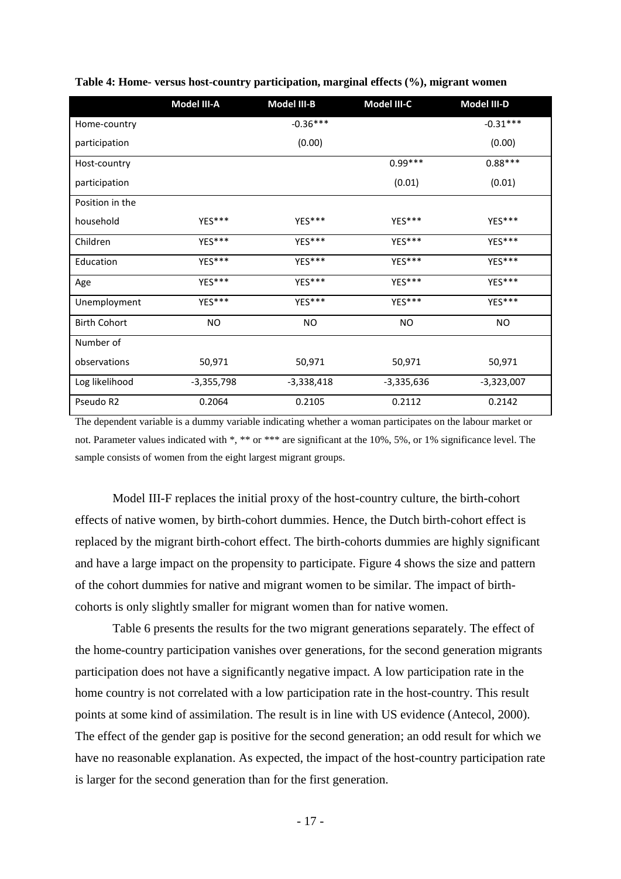**Table 4: Home- versus host-country participation, marginal effects (%), migrant women**

| | Model III-A | Model III-B | Model III-C | Model III-D |
|---|---|---|---|---|
| Home-country participation | | -0.36*** (0.00) | | -0.31*** (0.00) |
| Host-country participation | | | 0.99*** (0.01) | 0.88*** (0.01) |
| Position in the household | YES*** | YES*** | YES*** | YES*** |
| Children | YES*** | YES*** | YES*** | YES*** |
| Education | YES*** | YES*** | YES*** | YES*** |
| Age | YES*** | YES*** | YES*** | YES*** |
| Unemployment | YES*** | YES*** | YES*** | YES*** |
| Birth Cohort | NO | NO | NO | NO |
| Number of observations | 50,971 | 50,971 | 50,971 | 50,971 |
| Log likelihood | -3,355,798 | -3,338,418 | -3,335,636 | -3,323,007 |
| Pseudo R2 | 0.2064 | 0.2105 | 0.2112 | 0.2142 |

The dependent variable is a dummy variable indicating whether a woman participates on the labour market or not. Parameter values indicated with *, ** or *** are significant at the 10%, 5%, or 1% significance level. The sample consists of women from the eight largest migrant groups.

Model III-F replaces the initial proxy of the host-country culture, the birth-cohort effects of native women, by birth-cohort dummies. Hence, the Dutch birth-cohort effect is replaced by the migrant birth-cohort effect. The birth-cohorts dummies are highly significant and have a large impact on the propensity to participate. Figure 4 shows the size and pattern of the cohort dummies for native and migrant women to be similar. The impact of birth-cohorts is only slightly smaller for migrant women than for native women.

Table 6 presents the results for the two migrant generations separately. The effect of the home-country participation vanishes over generations, for the second generation migrants participation does not have a significantly negative impact. A low participation rate in the home country is not correlated with a low participation rate in the host-country. This result points at some kind of assimilation. The result is in line with US evidence (Antecol, 2000). The effect of the gender gap is positive for the second generation; an odd result for which we have no reasonable explanation. As expected, the impact of the host-country participation rate is larger for the second generation than for the first generation.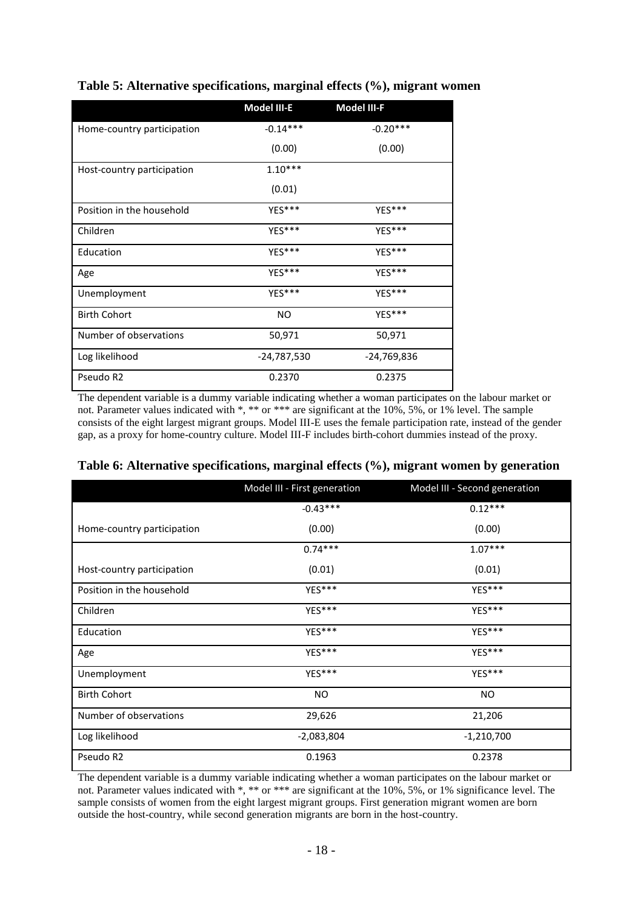**Table 5: Alternative specifications, marginal effects (%), migrant women**

| | Model III-E | Model III-F |
|---|---|---|
| Home-country participation | -0.14*** | -0.20*** |
| | (0.00) | (0.00) |
| Host-country participation | 1.10*** | |
| | (0.01) | |
| Position in the household | YES*** | YES*** |
| Children | YES*** | YES*** |
| Education | YES*** | YES*** |
| Age | YES*** | YES*** |
| Unemployment | YES*** | YES*** |
| Birth Cohort | NO | YES*** |
| Number of observations | 50,971 | 50,971 |
| Log likelihood | -24,787,530 | -24,769,836 |
| Pseudo R2 | 0.2370 | 0.2375 |

The dependent variable is a dummy variable indicating whether a woman participates on the labour market or not. Parameter values indicated with *, ** or *** are significant at the 10%, 5%, or 1% level. The sample consists of the eight largest migrant groups. Model III-E uses the female participation rate, instead of the gender gap, as a proxy for home-country culture. Model III-F includes birth-cohort dummies instead of the proxy.

**Table 6: Alternative specifications, marginal effects (%), migrant women by generation**

| | Model III - First generation | Model III - Second generation |
|---|---|---|
| Home-country participation | -0.43*** | 0.12*** |
| | (0.00) | (0.00) |
| Host-country participation | 0.74*** | 1.07*** |
| | (0.01) | (0.01) |
| Position in the household | YES*** | YES*** |
| Children | YES*** | YES*** |
| Education | YES*** | YES*** |
| Age | YES*** | YES*** |
| Unemployment | YES*** | YES*** |
| Birth Cohort | NO | NO |
| Number of observations | 29,626 | 21,206 |
| Log likelihood | -2,083,804 | -1,210,700 |
| Pseudo R2 | 0.1963 | 0.2378 |

The dependent variable is a dummy variable indicating whether a woman participates on the labour market or not. Parameter values indicated with *, ** or *** are significant at the 10%, 5%, or 1% significance level. The sample consists of women from the eight largest migrant groups. First generation migrant women are born outside the host-country, while second generation migrants are born in the host-country.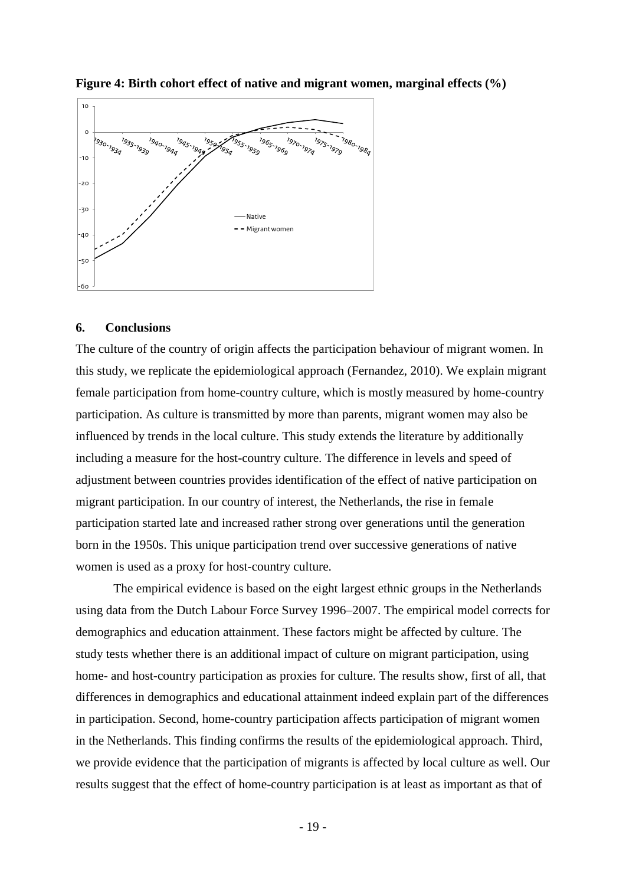**Figure 4: Birth cohort effect of native and migrant women, marginal effects (%)**

## 6. Conclusions

The culture of the country of origin affects the participation behaviour of migrant women. In this study, we replicate the epidemiological approach (Fernandez, 2010). We explain migrant female participation from home-country culture, which is mostly measured by home-country participation. As culture is transmitted by more than parents, migrant women may also be influenced by trends in the local culture. This study extends the literature by additionally including a measure for the host-country culture. The difference in levels and speed of adjustment between countries provides identification of the effect of native participation on migrant participation. In our country of interest, the Netherlands, the rise in female participation started late and increased rather strong over generations until the generation born in the 1950s. This unique participation trend over successive generations of native women is used as a proxy for host-country culture.

The empirical evidence is based on the eight largest ethnic groups in the Netherlands using data from the Dutch Labour Force Survey 1996–2007. The empirical model corrects for demographics and education attainment. These factors might be affected by culture. The study tests whether there is an additional impact of culture on migrant participation, using home- and host-country participation as proxies for culture. The results show, first of all, that differences in demographics and educational attainment indeed explain part of the differences in participation. Second, home-country participation affects participation of migrant women in the Netherlands. This finding confirms the results of the epidemiological approach. Third, we provide evidence that the participation of migrants is affected by local culture as well. Our results suggest that the effect of home-country participation is at least as important as that of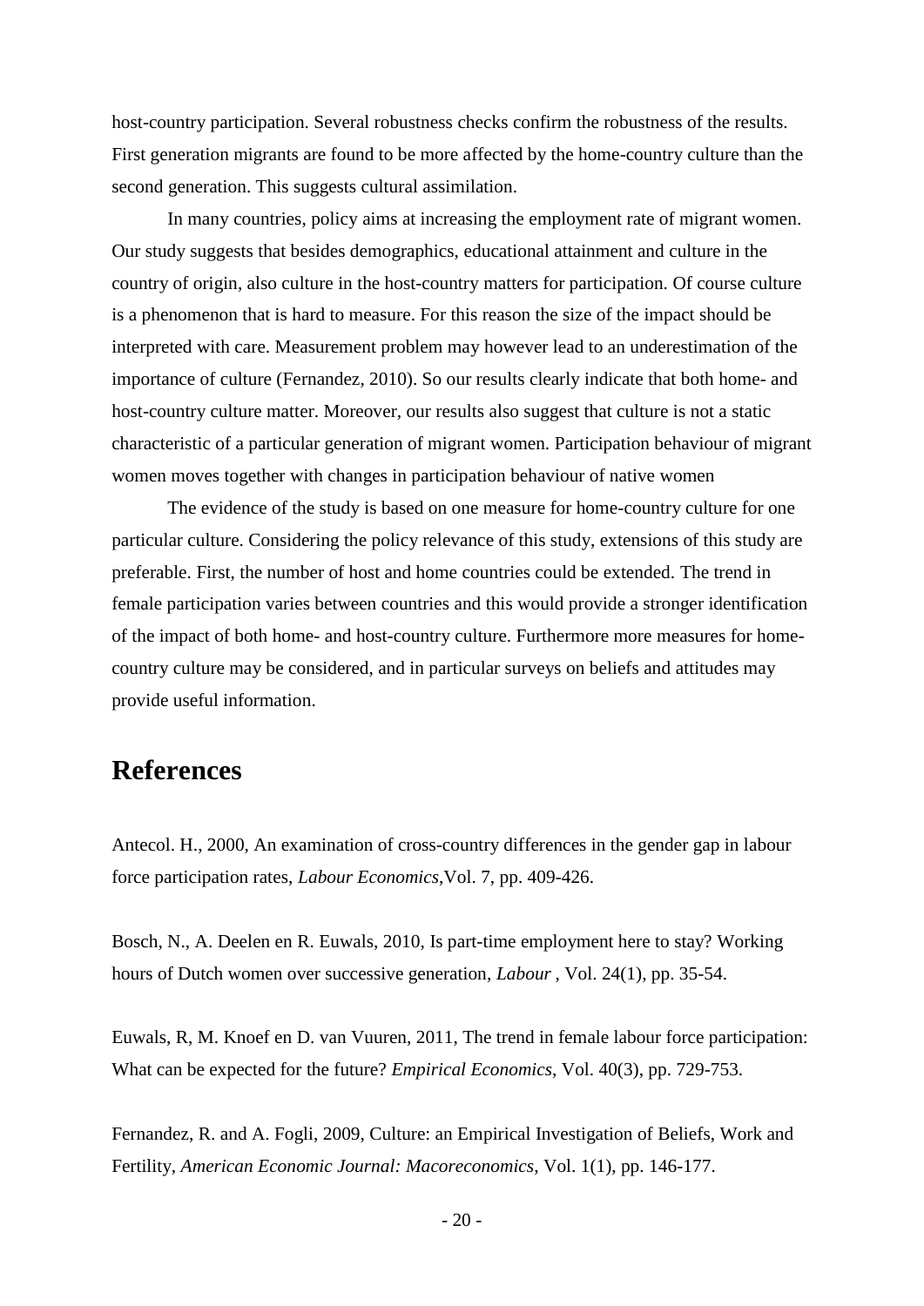host-country participation. Several robustness checks confirm the robustness of the results. First generation migrants are found to be more affected by the home-country culture than the second generation. This suggests cultural assimilation.

In many countries, policy aims at increasing the employment rate of migrant women. Our study suggests that besides demographics, educational attainment and culture in the country of origin, also culture in the host-country matters for participation. Of course culture is a phenomenon that is hard to measure. For this reason the size of the impact should be interpreted with care. Measurement problem may however lead to an underestimation of the importance of culture (Fernandez, 2010). So our results clearly indicate that both home- and host-country culture matter. Moreover, our results also suggest that culture is not a static characteristic of a particular generation of migrant women. Participation behaviour of migrant women moves together with changes in participation behaviour of native women

The evidence of the study is based on one measure for home-country culture for one particular culture. Considering the policy relevance of this study, extensions of this study are preferable. First, the number of host and home countries could be extended. The trend in female participation varies between countries and this would provide a stronger identification of the impact of both home- and host-country culture. Furthermore more measures for home-country culture may be considered, and in particular surveys on beliefs and attitudes may provide useful information.

# References

Antecol. H., 2000, An examination of cross-country differences in the gender gap in labour force participation rates, *Labour Economics*,Vol. 7, pp. 409-426.

Bosch, N., A. Deelen en R. Euwals, 2010, Is part-time employment here to stay? Working hours of Dutch women over successive generation, *Labour* , Vol. 24(1), pp. 35-54.

Euwals, R, M. Knoef en D. van Vuuren, 2011, The trend in female labour force participation: What can be expected for the future? *Empirical Economics*, Vol. 40(3), pp. 729-753.

Fernandez, R. and A. Fogli, 2009, Culture: an Empirical Investigation of Beliefs, Work and Fertility, *American Economic Journal: Macoreconomics*, Vol. 1(1), pp. 146-177.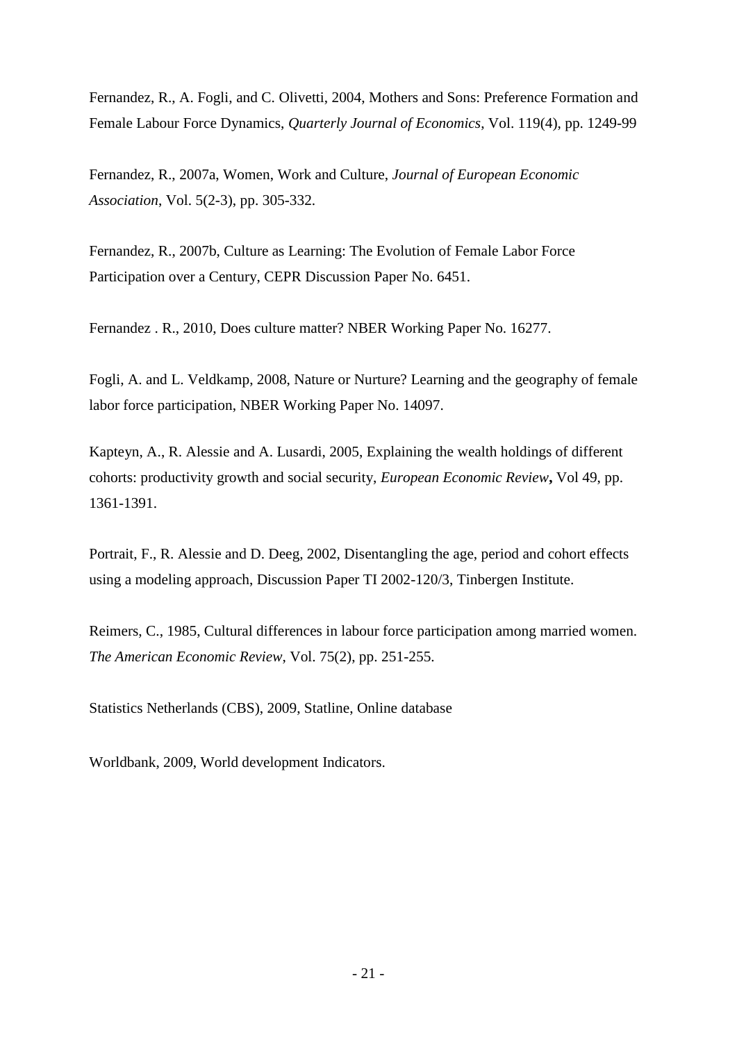Fernandez, R., A. Fogli, and C. Olivetti, 2004, Mothers and Sons: Preference Formation and Female Labour Force Dynamics, *Quarterly Journal of Economics*, Vol. 119(4), pp. 1249-99

Fernandez, R., 2007a, Women, Work and Culture, *Journal of European Economic Association*, Vol. 5(2-3), pp. 305-332.

Fernandez, R., 2007b, Culture as Learning: The Evolution of Female Labor Force Participation over a Century, CEPR Discussion Paper No. 6451.

Fernandez . R., 2010, Does culture matter? NBER Working Paper No. 16277.

Fogli, A. and L. Veldkamp, 2008, Nature or Nurture? Learning and the geography of female labor force participation, NBER Working Paper No. 14097.

Kapteyn, A., R. Alessie and A. Lusardi, 2005, Explaining the wealth holdings of different cohorts: productivity growth and social security, *European Economic Review*, Vol 49, pp. 1361-1391.

Portrait, F., R. Alessie and D. Deeg, 2002, Disentangling the age, period and cohort effects using a modeling approach, Discussion Paper TI 2002-120/3, Tinbergen Institute.

Reimers, C., 1985, Cultural differences in labour force participation among married women. *The American Economic Review*, Vol. 75(2), pp. 251-255.

Statistics Netherlands (CBS), 2009, Statline, Online database

Worldbank, 2009, World development Indicators.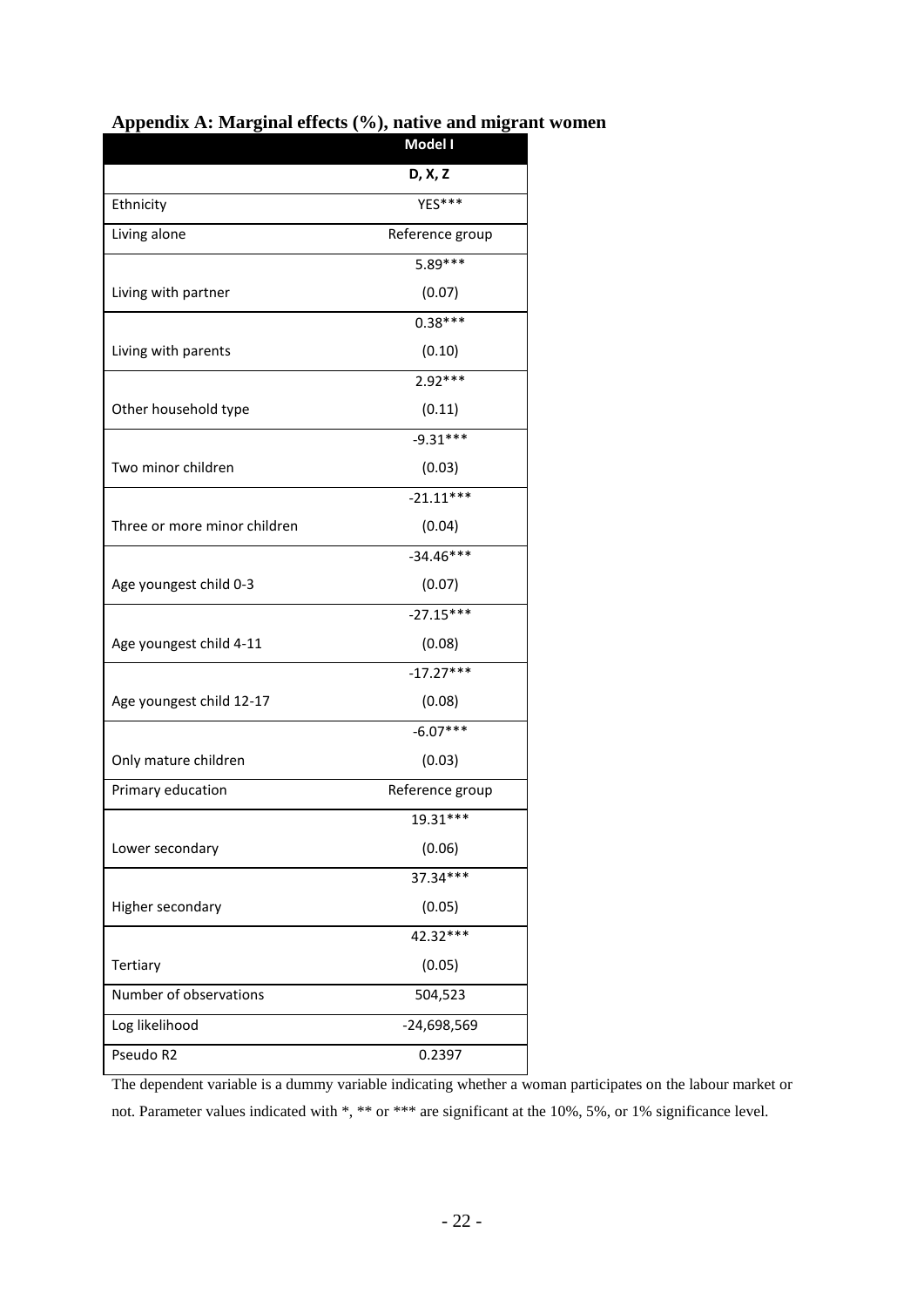## Appendix A: Marginal effects (%), native and migrant women

| | Model I |
|---|---|
| | D, X, Z |
| Ethnicity | YES*** |
| Living alone | Reference group |
| Living with partner | 5.89*** (0.07) |
| Living with parents | 0.38*** (0.10) |
| Other household type | 2.92*** (0.11) |
| Two minor children | -9.31*** (0.03) |
| Three or more minor children | -21.11*** (0.04) |
| Age youngest child 0-3 | -34.46*** (0.07) |
| Age youngest child 4-11 | -27.15*** (0.08) |
| Age youngest child 12-17 | -17.27*** (0.08) |
| Only mature children | -6.07*** (0.03) |
| Primary education | Reference group |
| Lower secondary | 19.31*** (0.06) |
| Higher secondary | 37.34*** (0.05) |
| Tertiary | 42.32*** (0.05) |
| Number of observations | 504,523 |
| Log likelihood | -24,698,569 |
| Pseudo R2 | 0.2397 |

The dependent variable is a dummy variable indicating whether a woman participates on the labour market or not. Parameter values indicated with *, ** or *** are significant at the 10%, 5%, or 1% significance level.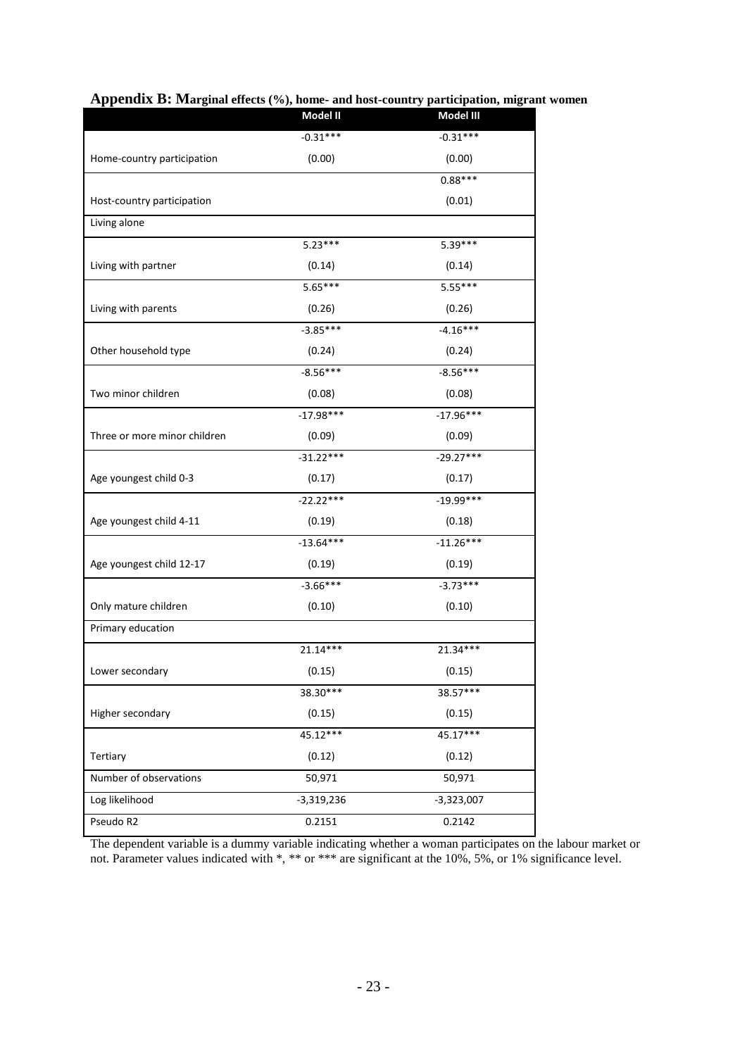**Appendix B: Marginal effects (%), home- and host-country participation, migrant women**

| | Model II | Model III |
|---|---|---|
| Home-country participation | -0.31*** | -0.31*** |
| | (0.00) | (0.00) |
| Host-country participation | | 0.88*** |
| | | (0.01) |
| Living alone | | |
| Living with partner | 5.23*** | 5.39*** |
| | (0.14) | (0.14) |
| Living with parents | 5.65*** | 5.55*** |
| | (0.26) | (0.26) |
| Other household type | -3.85*** | -4.16*** |
| | (0.24) | (0.24) |
| Two minor children | -8.56*** | -8.56*** |
| | (0.08) | (0.08) |
| Three or more minor children | -17.98*** | -17.96*** |
| | (0.09) | (0.09) |
| Age youngest child 0-3 | -31.22*** | -29.27*** |
| | (0.17) | (0.17) |
| Age youngest child 4-11 | -22.22*** | -19.99*** |
| | (0.19) | (0.18) |
| Age youngest child 12-17 | -13.64*** | -11.26*** |
| | (0.19) | (0.19) |
| Only mature children | -3.66*** | -3.73*** |
| | (0.10) | (0.10) |
| Primary education | | |
| Lower secondary | 21.14*** | 21.34*** |
| | (0.15) | (0.15) |
| Higher secondary | 38.30*** | 38.57*** |
| | (0.15) | (0.15) |
| Tertiary | 45.12*** | 45.17*** |
| | (0.12) | (0.12) |
| Number of observations | 50,971 | 50,971 |
| Log likelihood | -3,319,236 | -3,323,007 |
| Pseudo R2 | 0.2151 | 0.2142 |

The dependent variable is a dummy variable indicating whether a woman participates on the labour market or not. Parameter values indicated with *, ** or *** are significant at the 10%, 5%, or 1% significance level.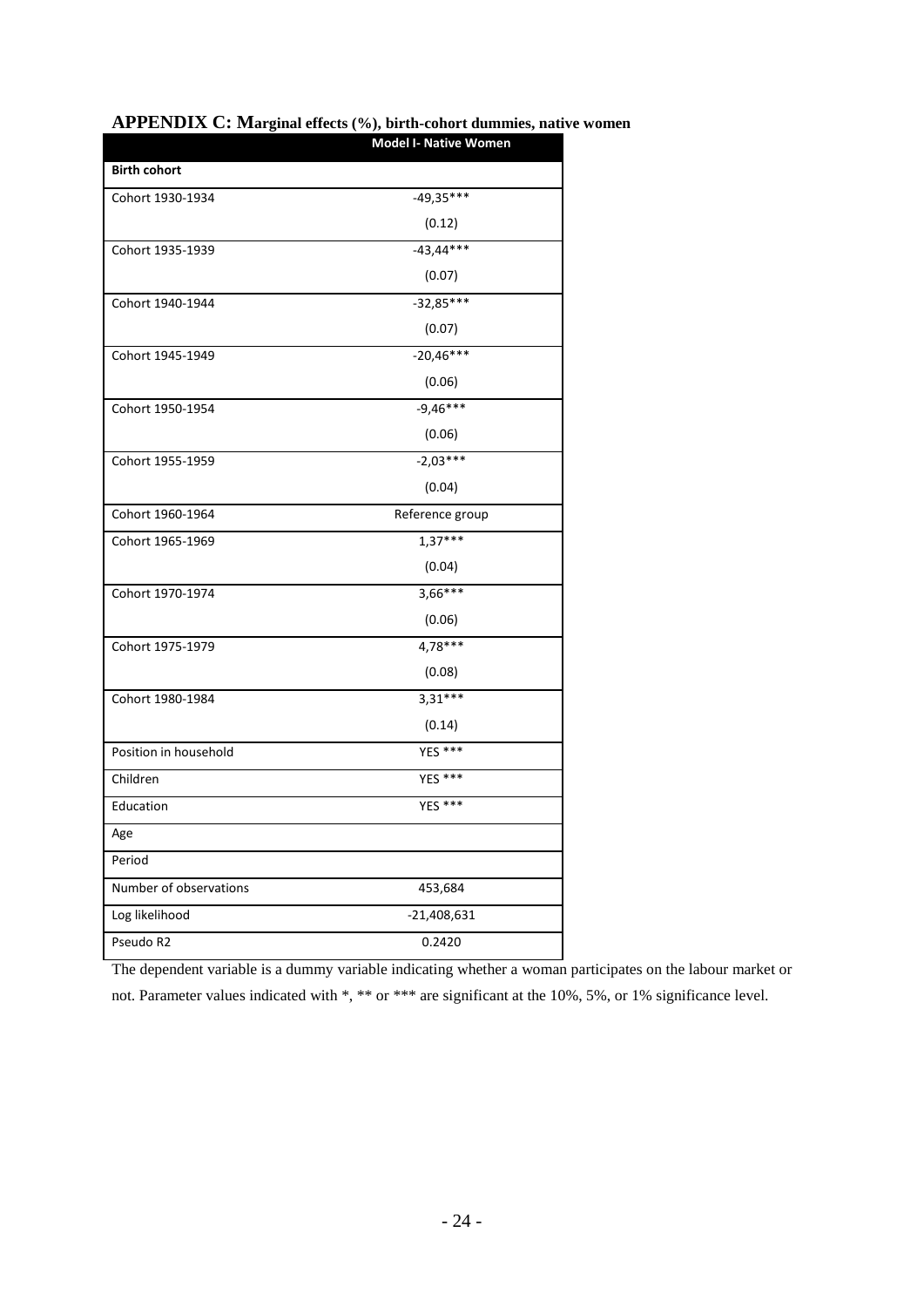## APPENDIX C: Marginal effects (%), birth-cohort dummies, native women

| | Model I- Native Women |
|---|---|
| **Birth cohort** | |
| Cohort 1930-1934 | -49,35*** |
| | (0.12) |
| Cohort 1935-1939 | -43,44*** |
| | (0.07) |
| Cohort 1940-1944 | -32,85*** |
| | (0.07) |
| Cohort 1945-1949 | -20,46*** |
| | (0.06) |
| Cohort 1950-1954 | -9,46*** |
| | (0.06) |
| Cohort 1955-1959 | -2,03*** |
| | (0.04) |
| Cohort 1960-1964 | Reference group |
| Cohort 1965-1969 | 1,37*** |
| | (0.04) |
| Cohort 1970-1974 | 3,66*** |
| | (0.06) |
| Cohort 1975-1979 | 4,78*** |
| | (0.08) |
| Cohort 1980-1984 | 3,31*** |
| | (0.14) |
| Position in household | YES *** |
| Children | YES *** |
| Education | YES *** |
| Age | |
| Period | |
| Number of observations | 453,684 |
| Log likelihood | -21,408,631 |
| Pseudo R2 | 0.2420 |

The dependent variable is a dummy variable indicating whether a woman participates on the labour market or not. Parameter values indicated with *, ** or *** are significant at the 10%, 5%, or 1% significance level.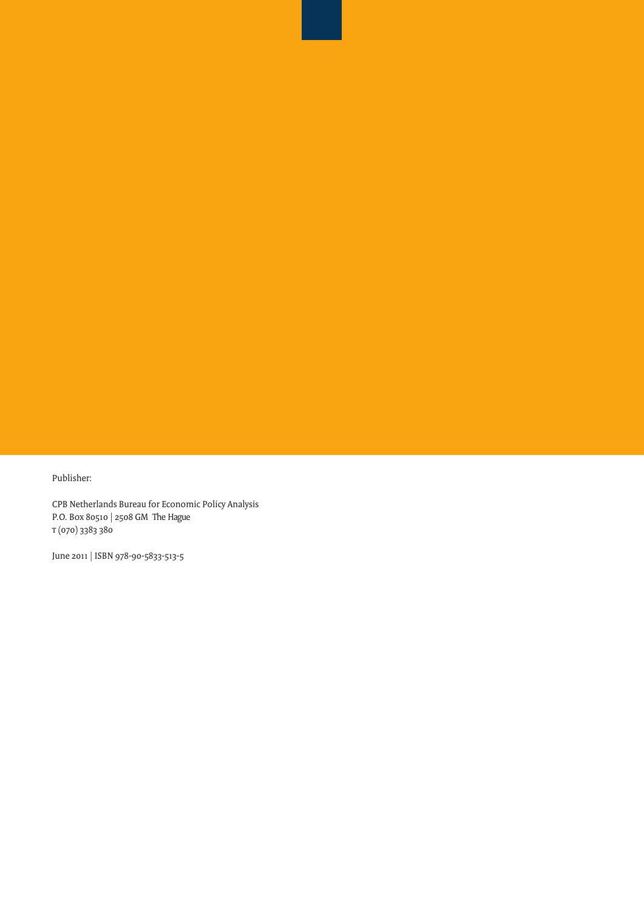Publisher:

CPB Netherlands Bureau for Economic Policy Analysis
P.O. Box 80510 | 2508 GM The Hague
T (070) 3383 380

June 2011 | ISBN 978-90-5833-513-5